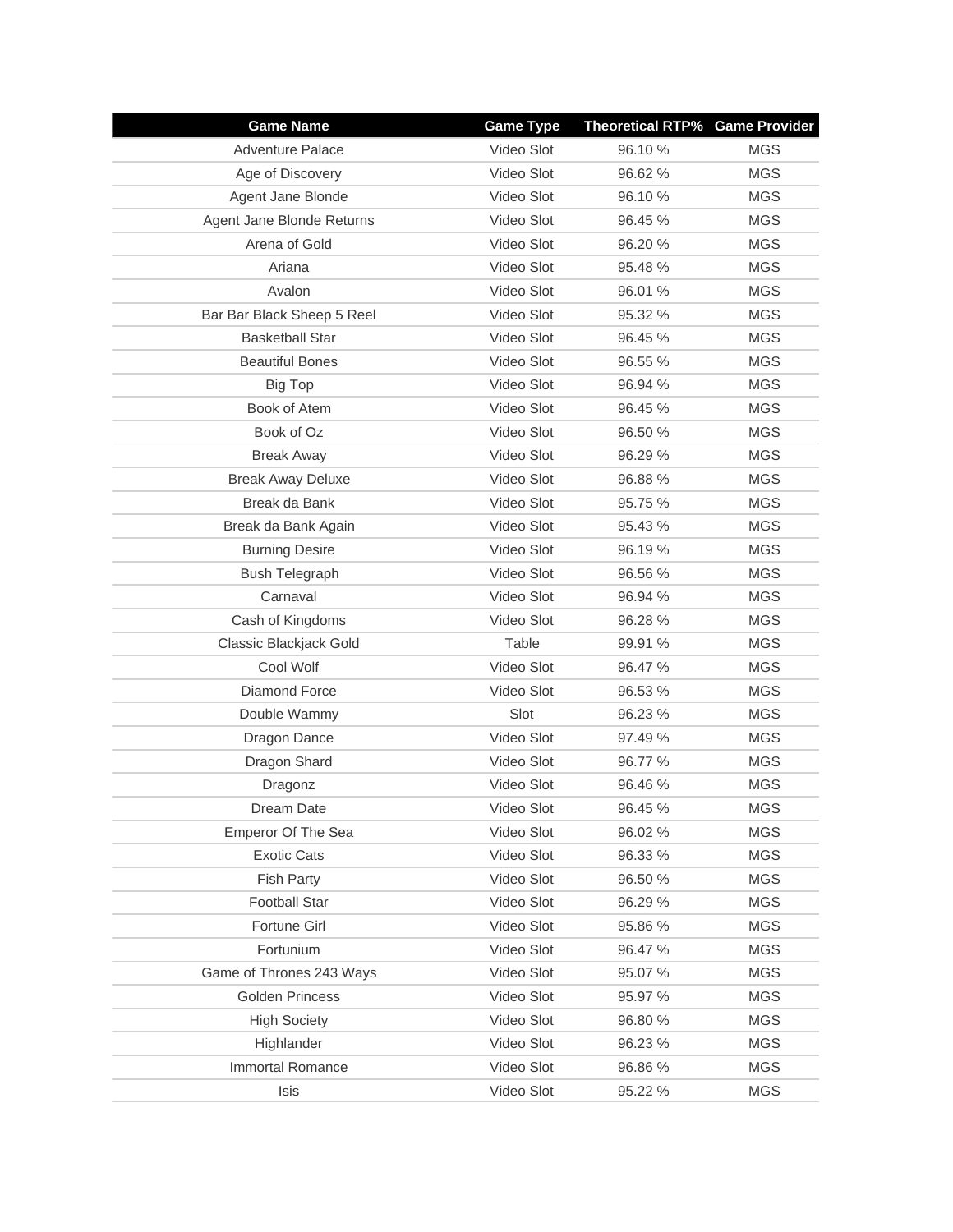| Game Name | Game Type | Theoretical RTP% | Game Provider |
|---|---|---|---|
| Adventure Palace | Video Slot | 96.10 % | MGS |
| Age of Discovery | Video Slot | 96.62 % | MGS |
| Agent Jane Blonde | Video Slot | 96.10 % | MGS |
| Agent Jane Blonde Returns | Video Slot | 96.45 % | MGS |
| Arena of Gold | Video Slot | 96.20 % | MGS |
| Ariana | Video Slot | 95.48 % | MGS |
| Avalon | Video Slot | 96.01 % | MGS |
| Bar Bar Black Sheep 5 Reel | Video Slot | 95.32 % | MGS |
| Basketball Star | Video Slot | 96.45 % | MGS |
| Beautiful Bones | Video Slot | 96.55 % | MGS |
| Big Top | Video Slot | 96.94 % | MGS |
| Book of Atem | Video Slot | 96.45 % | MGS |
| Book of Oz | Video Slot | 96.50 % | MGS |
| Break Away | Video Slot | 96.29 % | MGS |
| Break Away Deluxe | Video Slot | 96.88 % | MGS |
| Break da Bank | Video Slot | 95.75 % | MGS |
| Break da Bank Again | Video Slot | 95.43 % | MGS |
| Burning Desire | Video Slot | 96.19 % | MGS |
| Bush Telegraph | Video Slot | 96.56 % | MGS |
| Carnaval | Video Slot | 96.94 % | MGS |
| Cash of Kingdoms | Video Slot | 96.28 % | MGS |
| Classic Blackjack Gold | Table | 99.91 % | MGS |
| Cool Wolf | Video Slot | 96.47 % | MGS |
| Diamond Force | Video Slot | 96.53 % | MGS |
| Double Wammy | Slot | 96.23 % | MGS |
| Dragon Dance | Video Slot | 97.49 % | MGS |
| Dragon Shard | Video Slot | 96.77 % | MGS |
| Dragonz | Video Slot | 96.46 % | MGS |
| Dream Date | Video Slot | 96.45 % | MGS |
| Emperor Of The Sea | Video Slot | 96.02 % | MGS |
| Exotic Cats | Video Slot | 96.33 % | MGS |
| Fish Party | Video Slot | 96.50 % | MGS |
| Football Star | Video Slot | 96.29 % | MGS |
| Fortune Girl | Video Slot | 95.86 % | MGS |
| Fortunium | Video Slot | 96.47 % | MGS |
| Game of Thrones 243 Ways | Video Slot | 95.07 % | MGS |
| Golden Princess | Video Slot | 95.97 % | MGS |
| High Society | Video Slot | 96.80 % | MGS |
| Highlander | Video Slot | 96.23 % | MGS |
| Immortal Romance | Video Slot | 96.86 % | MGS |
| Isis | Video Slot | 95.22 % | MGS |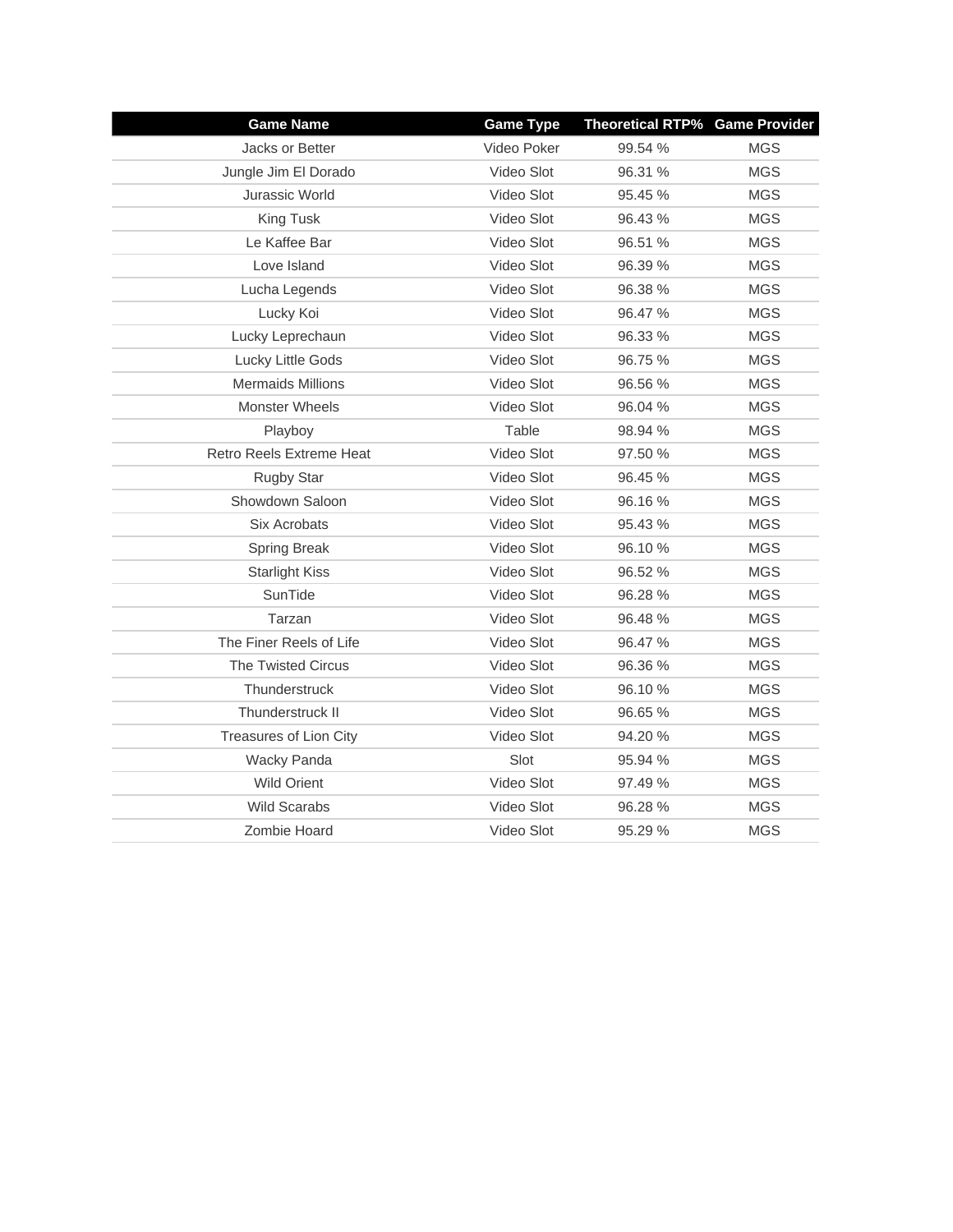| Game Name | Game Type | Theoretical RTP% | Game Provider |
|---|---|---|---|
| Jacks or Better | Video Poker | 99.54 % | MGS |
| Jungle Jim El Dorado | Video Slot | 96.31 % | MGS |
| Jurassic World | Video Slot | 95.45 % | MGS |
| King Tusk | Video Slot | 96.43 % | MGS |
| Le Kaffee Bar | Video Slot | 96.51 % | MGS |
| Love Island | Video Slot | 96.39 % | MGS |
| Lucha Legends | Video Slot | 96.38 % | MGS |
| Lucky Koi | Video Slot | 96.47 % | MGS |
| Lucky Leprechaun | Video Slot | 96.33 % | MGS |
| Lucky Little Gods | Video Slot | 96.75 % | MGS |
| Mermaids Millions | Video Slot | 96.56 % | MGS |
| Monster Wheels | Video Slot | 96.04 % | MGS |
| Playboy | Table | 98.94 % | MGS |
| Retro Reels Extreme Heat | Video Slot | 97.50 % | MGS |
| Rugby Star | Video Slot | 96.45 % | MGS |
| Showdown Saloon | Video Slot | 96.16 % | MGS |
| Six Acrobats | Video Slot | 95.43 % | MGS |
| Spring Break | Video Slot | 96.10 % | MGS |
| Starlight Kiss | Video Slot | 96.52 % | MGS |
| SunTide | Video Slot | 96.28 % | MGS |
| Tarzan | Video Slot | 96.48 % | MGS |
| The Finer Reels of Life | Video Slot | 96.47 % | MGS |
| The Twisted Circus | Video Slot | 96.36 % | MGS |
| Thunderstruck | Video Slot | 96.10 % | MGS |
| Thunderstruck II | Video Slot | 96.65 % | MGS |
| Treasures of Lion City | Video Slot | 94.20 % | MGS |
| Wacky Panda | Slot | 95.94 % | MGS |
| Wild Orient | Video Slot | 97.49 % | MGS |
| Wild Scarabs | Video Slot | 96.28 % | MGS |
| Zombie Hoard | Video Slot | 95.29 % | MGS |